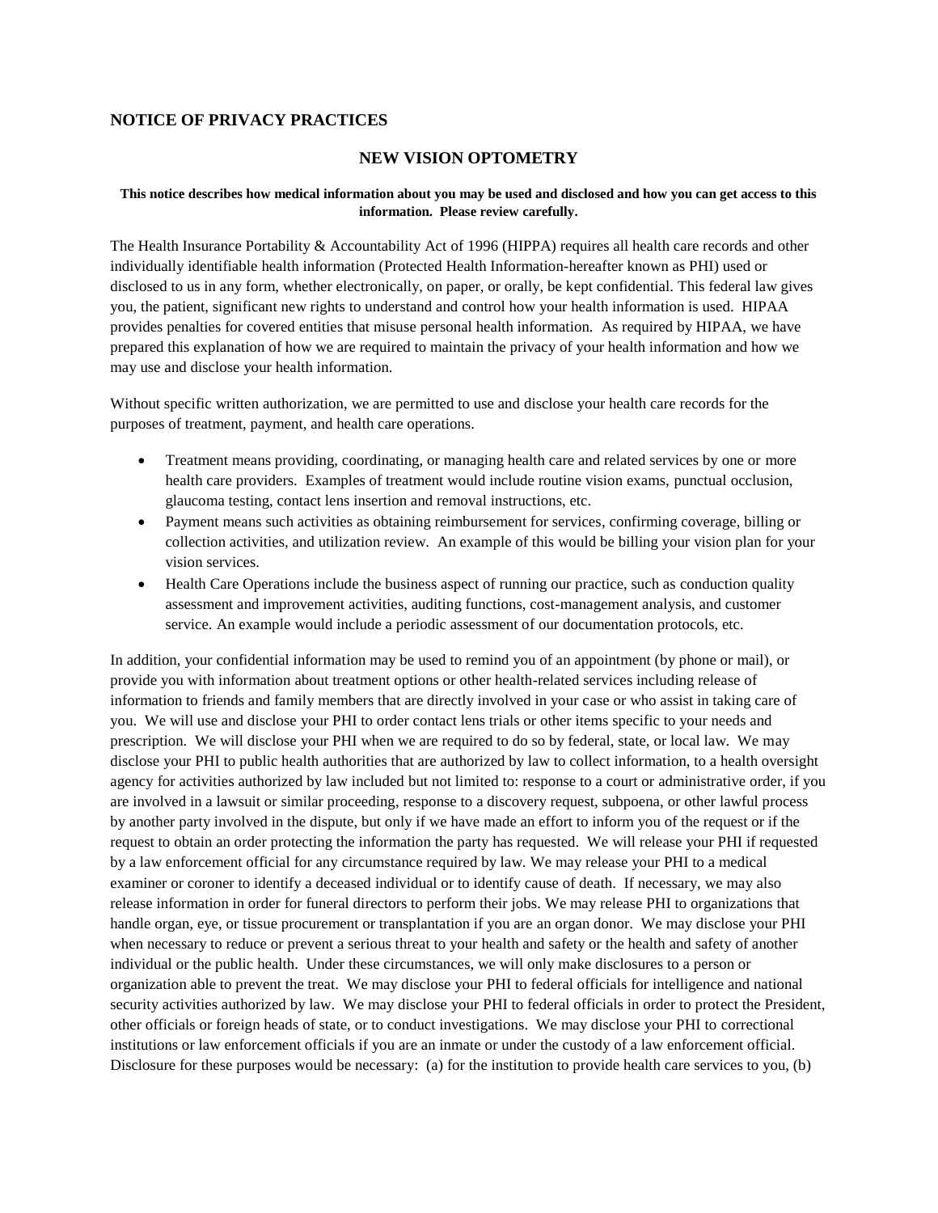## NOTICE OF PRIVACY PRACTICES

## NEW VISION OPTOMETRY

**This notice describes how medical information about you may be used and disclosed and how you can get access to this information. Please review carefully.**

The Health Insurance Portability & Accountability Act of 1996 (HIPPA) requires all health care records and other individually identifiable health information (Protected Health Information-hereafter known as PHI) used or disclosed to us in any form, whether electronically, on paper, or orally, be kept confidential. This federal law gives you, the patient, significant new rights to understand and control how your health information is used. HIPAA provides penalties for covered entities that misuse personal health information. As required by HIPAA, we have prepared this explanation of how we are required to maintain the privacy of your health information and how we may use and disclose your health information.

Without specific written authorization, we are permitted to use and disclose your health care records for the purposes of treatment, payment, and health care operations.

- Treatment means providing, coordinating, or managing health care and related services by one or more health care providers. Examples of treatment would include routine vision exams, punctual occlusion, glaucoma testing, contact lens insertion and removal instructions, etc.
- Payment means such activities as obtaining reimbursement for services, confirming coverage, billing or collection activities, and utilization review. An example of this would be billing your vision plan for your vision services.
- Health Care Operations include the business aspect of running our practice, such as conduction quality assessment and improvement activities, auditing functions, cost-management analysis, and customer service. An example would include a periodic assessment of our documentation protocols, etc.

In addition, your confidential information may be used to remind you of an appointment (by phone or mail), or provide you with information about treatment options or other health-related services including release of information to friends and family members that are directly involved in your case or who assist in taking care of you. We will use and disclose your PHI to order contact lens trials or other items specific to your needs and prescription. We will disclose your PHI when we are required to do so by federal, state, or local law. We may disclose your PHI to public health authorities that are authorized by law to collect information, to a health oversight agency for activities authorized by law included but not limited to: response to a court or administrative order, if you are involved in a lawsuit or similar proceeding, response to a discovery request, subpoena, or other lawful process by another party involved in the dispute, but only if we have made an effort to inform you of the request or if the request to obtain an order protecting the information the party has requested. We will release your PHI if requested by a law enforcement official for any circumstance required by law. We may release your PHI to a medical examiner or coroner to identify a deceased individual or to identify cause of death. If necessary, we may also release information in order for funeral directors to perform their jobs. We may release PHI to organizations that handle organ, eye, or tissue procurement or transplantation if you are an organ donor. We may disclose your PHI when necessary to reduce or prevent a serious threat to your health and safety or the health and safety of another individual or the public health. Under these circumstances, we will only make disclosures to a person or organization able to prevent the treat. We may disclose your PHI to federal officials for intelligence and national security activities authorized by law. We may disclose your PHI to federal officials in order to protect the President, other officials or foreign heads of state, or to conduct investigations. We may disclose your PHI to correctional institutions or law enforcement officials if you are an inmate or under the custody of a law enforcement official. Disclosure for these purposes would be necessary: (a) for the institution to provide health care services to you, (b)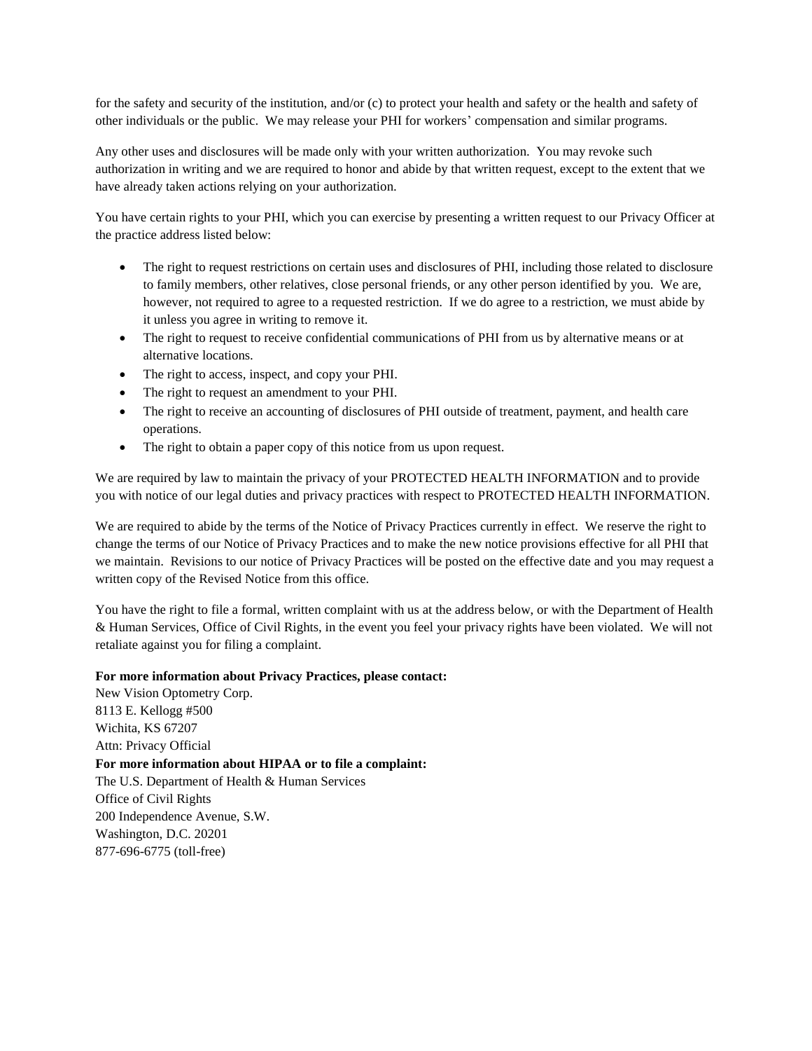for the safety and security of the institution, and/or (c) to protect your health and safety or the health and safety of other individuals or the public. We may release your PHI for workers' compensation and similar programs.

Any other uses and disclosures will be made only with your written authorization. You may revoke such authorization in writing and we are required to honor and abide by that written request, except to the extent that we have already taken actions relying on your authorization.

You have certain rights to your PHI, which you can exercise by presenting a written request to our Privacy Officer at the practice address listed below:

- The right to request restrictions on certain uses and disclosures of PHI, including those related to disclosure to family members, other relatives, close personal friends, or any other person identified by you. We are, however, not required to agree to a requested restriction. If we do agree to a restriction, we must abide by it unless you agree in writing to remove it.
- The right to request to receive confidential communications of PHI from us by alternative means or at alternative locations.
- The right to access, inspect, and copy your PHI.
- The right to request an amendment to your PHI.
- The right to receive an accounting of disclosures of PHI outside of treatment, payment, and health care operations.
- The right to obtain a paper copy of this notice from us upon request.

We are required by law to maintain the privacy of your PROTECTED HEALTH INFORMATION and to provide you with notice of our legal duties and privacy practices with respect to PROTECTED HEALTH INFORMATION.

We are required to abide by the terms of the Notice of Privacy Practices currently in effect. We reserve the right to change the terms of our Notice of Privacy Practices and to make the new notice provisions effective for all PHI that we maintain. Revisions to our notice of Privacy Practices will be posted on the effective date and you may request a written copy of the Revised Notice from this office.

You have the right to file a formal, written complaint with us at the address below, or with the Department of Health & Human Services, Office of Civil Rights, in the event you feel your privacy rights have been violated. We will not retaliate against you for filing a complaint.

**For more information about Privacy Practices, please contact:**
New Vision Optometry Corp.
8113 E. Kellogg #500
Wichita, KS 67207
Attn: Privacy Official

**For more information about HIPAA or to file a complaint:**
The U.S. Department of Health & Human Services
Office of Civil Rights
200 Independence Avenue, S.W.
Washington, D.C. 20201
877-696-6775 (toll-free)